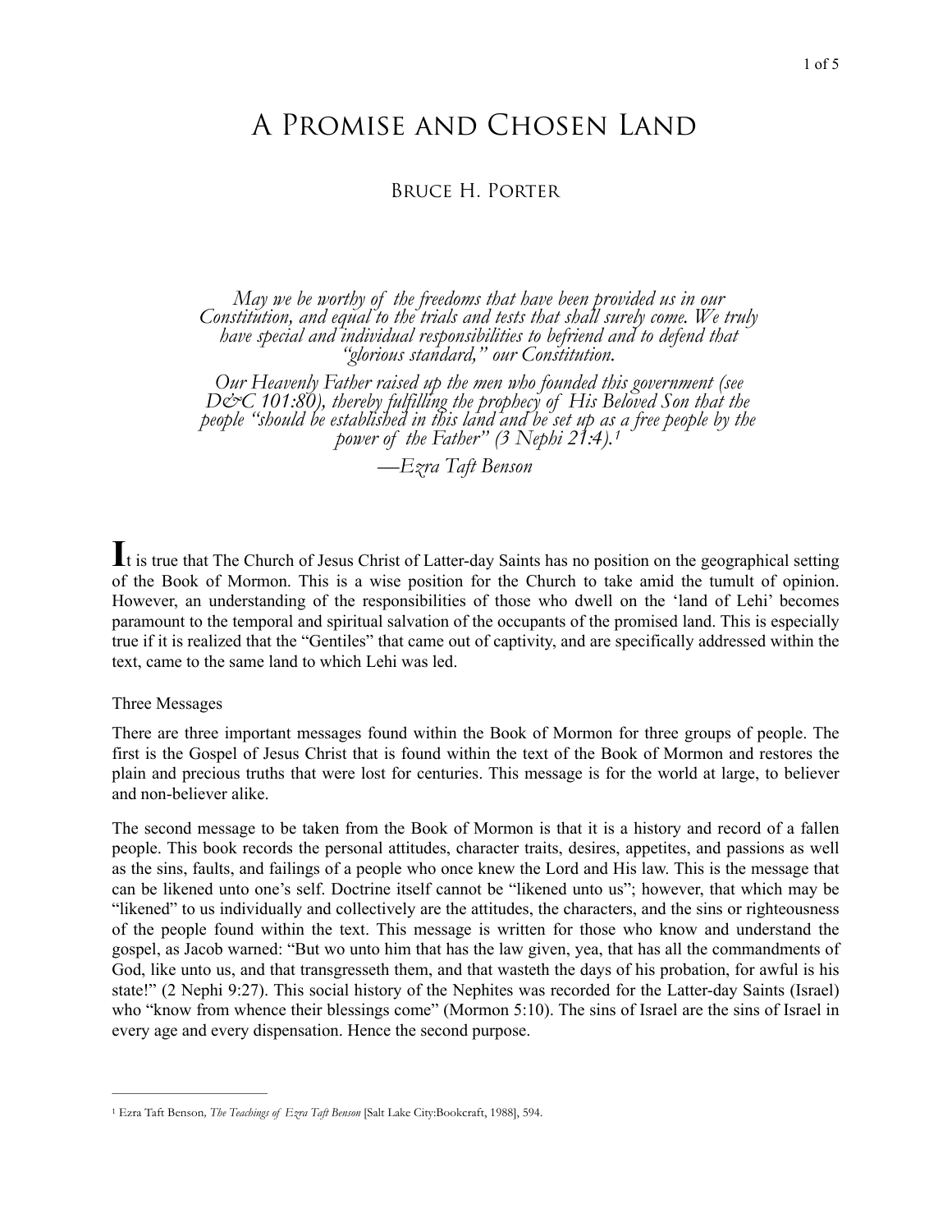# A Promise and Chosen Land

## Bruce H. Porter

*May we be worthy of the freedoms that have been provided us in our Constitution, and equal to the trials and tests that shall surely come. We truly have special and individual responsibilities to befriend and to defend that "glorious standard," our Constitution.*

*Our Heavenly Father raised up the men who founded this government (see D&C 101:80), thereby fulfilling the prophecy of His Beloved Son that the people "should be established in this land and be set up as a free people by the power of the Father" (3 Nephi 21:4).*[1]

*—Ezra Taft Benson*

It is true that The Church of Jesus Christ of Latter-day Saints has no position on the geographical setting of the Book of Mormon. This is a wise position for the Church to take amid the tumult of opinion. However, an understanding of the responsibilities of those who dwell on the 'land of Lehi' becomes paramount to the temporal and spiritual salvation of the occupants of the promised land. This is especially true if it is realized that the "Gentiles" that came out of captivity, and are specifically addressed within the text, came to the same land to which Lehi was led.

### Three Messages

There are three important messages found within the Book of Mormon for three groups of people. The first is the Gospel of Jesus Christ that is found within the text of the Book of Mormon and restores the plain and precious truths that were lost for centuries. This message is for the world at large, to believer and non-believer alike.

The second message to be taken from the Book of Mormon is that it is a history and record of a fallen people. This book records the personal attitudes, character traits, desires, appetites, and passions as well as the sins, faults, and failings of a people who once knew the Lord and His law. This is the message that can be likened unto one's self. Doctrine itself cannot be "likened unto us"; however, that which may be "likened" to us individually and collectively are the attitudes, the characters, and the sins or righteousness of the people found within the text. This message is written for those who know and understand the gospel, as Jacob warned: "But wo unto him that has the law given, yea, that has all the commandments of God, like unto us, and that transgresseth them, and that wasteth the days of his probation, for awful is his state!" (2 Nephi 9:27). This social history of the Nephites was recorded for the Latter-day Saints (Israel) who "know from whence their blessings come" (Mormon 5:10). The sins of Israel are the sins of Israel in every age and every dispensation. Hence the second purpose.

---

[1] Ezra Taft Benson, *The Teachings of Ezra Taft Benson* [Salt Lake City:Bookcraft, 1988], 594.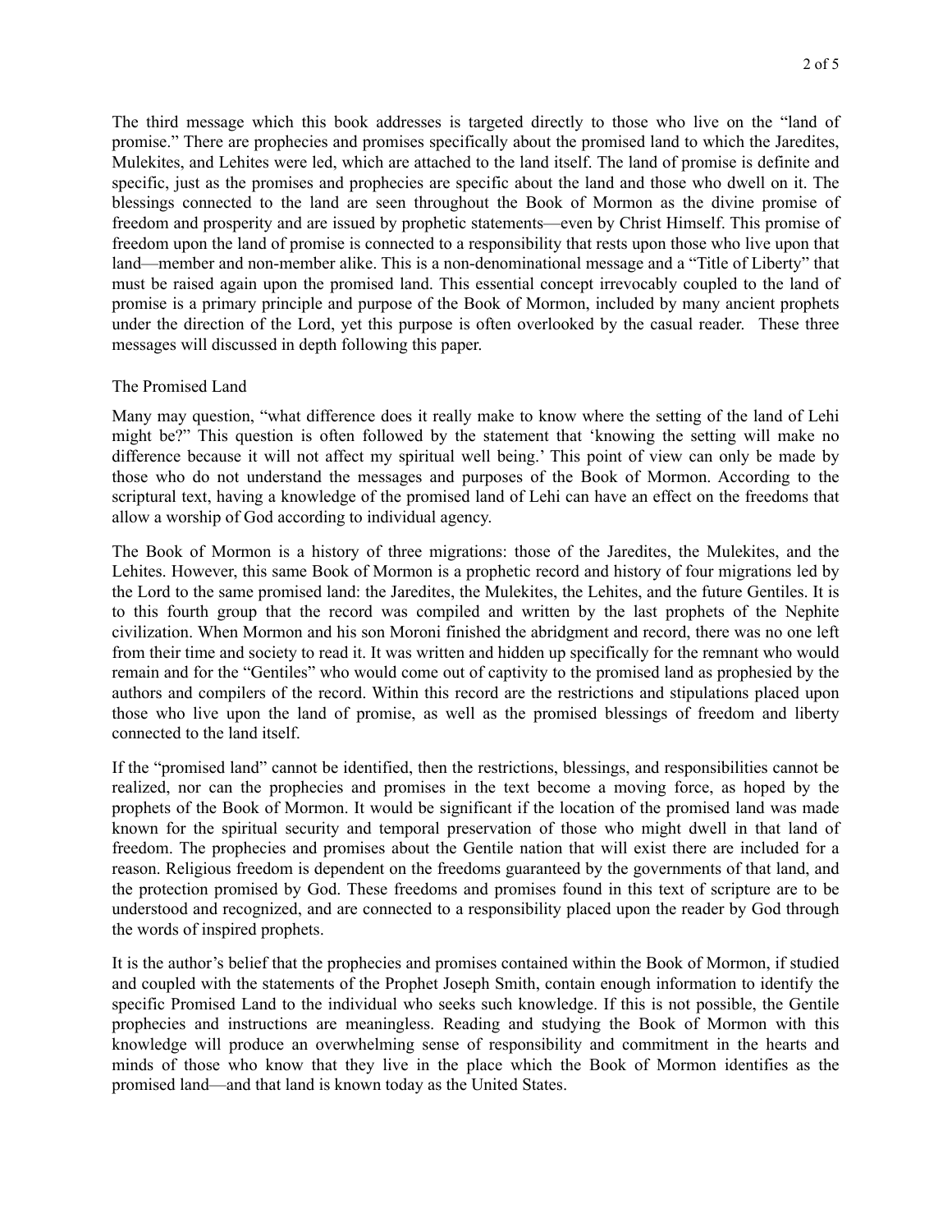The third message which this book addresses is targeted directly to those who live on the "land of promise." There are prophecies and promises specifically about the promised land to which the Jaredites, Mulekites, and Lehites were led, which are attached to the land itself. The land of promise is definite and specific, just as the promises and prophecies are specific about the land and those who dwell on it. The blessings connected to the land are seen throughout the Book of Mormon as the divine promise of freedom and prosperity and are issued by prophetic statements—even by Christ Himself. This promise of freedom upon the land of promise is connected to a responsibility that rests upon those who live upon that land—member and non-member alike. This is a non-denominational message and a "Title of Liberty" that must be raised again upon the promised land. This essential concept irrevocably coupled to the land of promise is a primary principle and purpose of the Book of Mormon, included by many ancient prophets under the direction of the Lord, yet this purpose is often overlooked by the casual reader. These three messages will discussed in depth following this paper.

## The Promised Land

Many may question, "what difference does it really make to know where the setting of the land of Lehi might be?" This question is often followed by the statement that 'knowing the setting will make no difference because it will not affect my spiritual well being.' This point of view can only be made by those who do not understand the messages and purposes of the Book of Mormon. According to the scriptural text, having a knowledge of the promised land of Lehi can have an effect on the freedoms that allow a worship of God according to individual agency.

The Book of Mormon is a history of three migrations: those of the Jaredites, the Mulekites, and the Lehites. However, this same Book of Mormon is a prophetic record and history of four migrations led by the Lord to the same promised land: the Jaredites, the Mulekites, the Lehites, and the future Gentiles. It is to this fourth group that the record was compiled and written by the last prophets of the Nephite civilization. When Mormon and his son Moroni finished the abridgment and record, there was no one left from their time and society to read it. It was written and hidden up specifically for the remnant who would remain and for the "Gentiles" who would come out of captivity to the promised land as prophesied by the authors and compilers of the record. Within this record are the restrictions and stipulations placed upon those who live upon the land of promise, as well as the promised blessings of freedom and liberty connected to the land itself.

If the "promised land" cannot be identified, then the restrictions, blessings, and responsibilities cannot be realized, nor can the prophecies and promises in the text become a moving force, as hoped by the prophets of the Book of Mormon. It would be significant if the location of the promised land was made known for the spiritual security and temporal preservation of those who might dwell in that land of freedom. The prophecies and promises about the Gentile nation that will exist there are included for a reason. Religious freedom is dependent on the freedoms guaranteed by the governments of that land, and the protection promised by God. These freedoms and promises found in this text of scripture are to be understood and recognized, and are connected to a responsibility placed upon the reader by God through the words of inspired prophets.

It is the author's belief that the prophecies and promises contained within the Book of Mormon, if studied and coupled with the statements of the Prophet Joseph Smith, contain enough information to identify the specific Promised Land to the individual who seeks such knowledge. If this is not possible, the Gentile prophecies and instructions are meaningless. Reading and studying the Book of Mormon with this knowledge will produce an overwhelming sense of responsibility and commitment in the hearts and minds of those who know that they live in the place which the Book of Mormon identifies as the promised land—and that land is known today as the United States.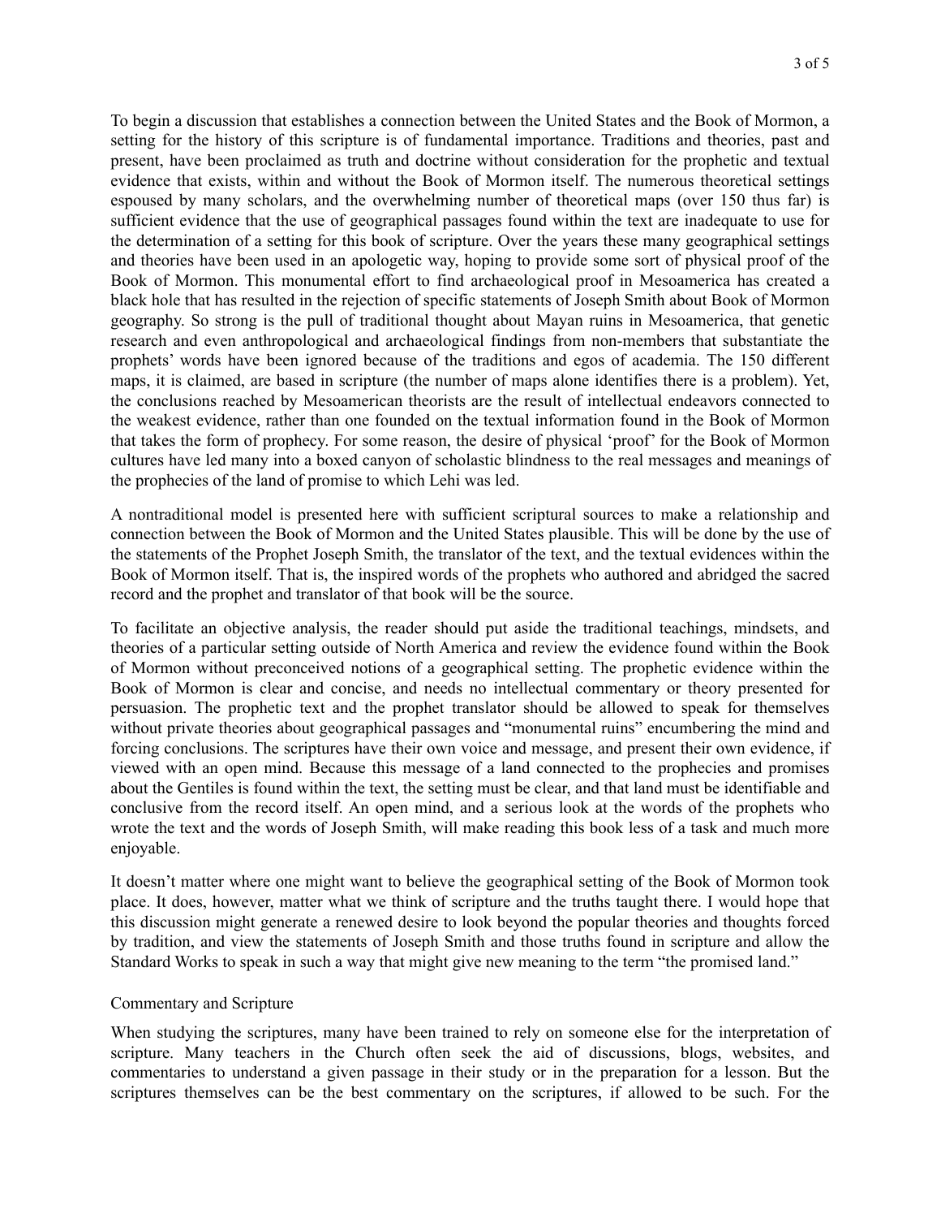To begin a discussion that establishes a connection between the United States and the Book of Mormon, a setting for the history of this scripture is of fundamental importance. Traditions and theories, past and present, have been proclaimed as truth and doctrine without consideration for the prophetic and textual evidence that exists, within and without the Book of Mormon itself. The numerous theoretical settings espoused by many scholars, and the overwhelming number of theoretical maps (over 150 thus far) is sufficient evidence that the use of geographical passages found within the text are inadequate to use for the determination of a setting for this book of scripture. Over the years these many geographical settings and theories have been used in an apologetic way, hoping to provide some sort of physical proof of the Book of Mormon. This monumental effort to find archaeological proof in Mesoamerica has created a black hole that has resulted in the rejection of specific statements of Joseph Smith about Book of Mormon geography. So strong is the pull of traditional thought about Mayan ruins in Mesoamerica, that genetic research and even anthropological and archaeological findings from non-members that substantiate the prophets' words have been ignored because of the traditions and egos of academia. The 150 different maps, it is claimed, are based in scripture (the number of maps alone identifies there is a problem). Yet, the conclusions reached by Mesoamerican theorists are the result of intellectual endeavors connected to the weakest evidence, rather than one founded on the textual information found in the Book of Mormon that takes the form of prophecy. For some reason, the desire of physical 'proof' for the Book of Mormon cultures have led many into a boxed canyon of scholastic blindness to the real messages and meanings of the prophecies of the land of promise to which Lehi was led.

A nontraditional model is presented here with sufficient scriptural sources to make a relationship and connection between the Book of Mormon and the United States plausible. This will be done by the use of the statements of the Prophet Joseph Smith, the translator of the text, and the textual evidences within the Book of Mormon itself. That is, the inspired words of the prophets who authored and abridged the sacred record and the prophet and translator of that book will be the source.

To facilitate an objective analysis, the reader should put aside the traditional teachings, mindsets, and theories of a particular setting outside of North America and review the evidence found within the Book of Mormon without preconceived notions of a geographical setting. The prophetic evidence within the Book of Mormon is clear and concise, and needs no intellectual commentary or theory presented for persuasion. The prophetic text and the prophet translator should be allowed to speak for themselves without private theories about geographical passages and "monumental ruins" encumbering the mind and forcing conclusions. The scriptures have their own voice and message, and present their own evidence, if viewed with an open mind. Because this message of a land connected to the prophecies and promises about the Gentiles is found within the text, the setting must be clear, and that land must be identifiable and conclusive from the record itself. An open mind, and a serious look at the words of the prophets who wrote the text and the words of Joseph Smith, will make reading this book less of a task and much more enjoyable.

It doesn't matter where one might want to believe the geographical setting of the Book of Mormon took place. It does, however, matter what we think of scripture and the truths taught there. I would hope that this discussion might generate a renewed desire to look beyond the popular theories and thoughts forced by tradition, and view the statements of Joseph Smith and those truths found in scripture and allow the Standard Works to speak in such a way that might give new meaning to the term "the promised land."

## Commentary and Scripture

When studying the scriptures, many have been trained to rely on someone else for the interpretation of scripture. Many teachers in the Church often seek the aid of discussions, blogs, websites, and commentaries to understand a given passage in their study or in the preparation for a lesson. But the scriptures themselves can be the best commentary on the scriptures, if allowed to be such. For the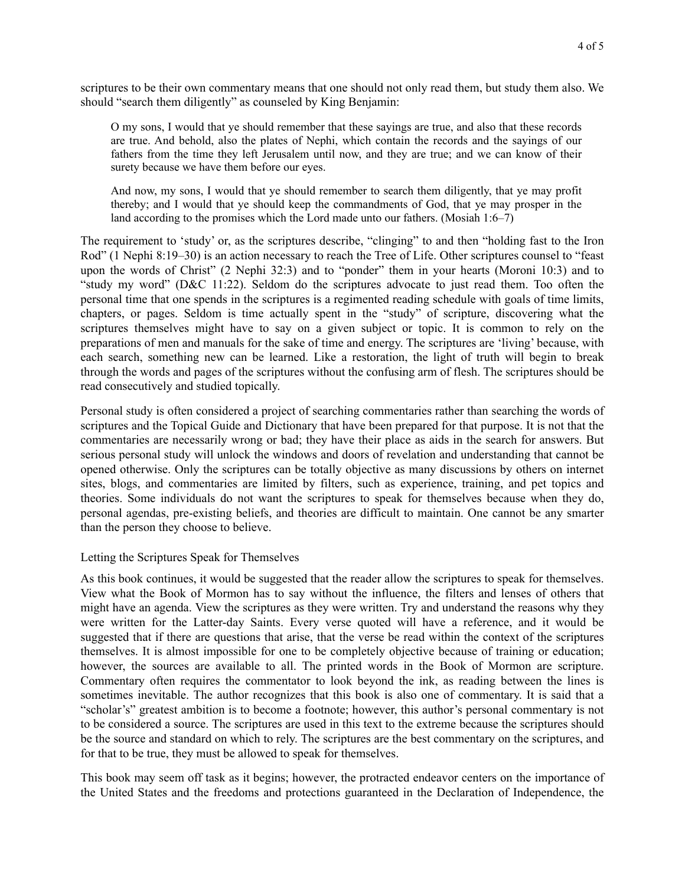scriptures to be their own commentary means that one should not only read them, but study them also. We should "search them diligently" as counseled by King Benjamin:

> O my sons, I would that ye should remember that these sayings are true, and also that these records are true. And behold, also the plates of Nephi, which contain the records and the sayings of our fathers from the time they left Jerusalem until now, and they are true; and we can know of their surety because we have them before our eyes.
>
> And now, my sons, I would that ye should remember to search them diligently, that ye may profit thereby; and I would that ye should keep the commandments of God, that ye may prosper in the land according to the promises which the Lord made unto our fathers. (Mosiah 1:6–7)

The requirement to 'study' or, as the scriptures describe, "clinging" to and then "holding fast to the Iron Rod" (1 Nephi 8:19–30) is an action necessary to reach the Tree of Life. Other scriptures counsel to "feast upon the words of Christ" (2 Nephi 32:3) and to "ponder" them in your hearts (Moroni 10:3) and to "study my word" (D&C 11:22). Seldom do the scriptures advocate to just read them. Too often the personal time that one spends in the scriptures is a regimented reading schedule with goals of time limits, chapters, or pages. Seldom is time actually spent in the "study" of scripture, discovering what the scriptures themselves might have to say on a given subject or topic. It is common to rely on the preparations of men and manuals for the sake of time and energy. The scriptures are 'living' because, with each search, something new can be learned. Like a restoration, the light of truth will begin to break through the words and pages of the scriptures without the confusing arm of flesh. The scriptures should be read consecutively and studied topically.

Personal study is often considered a project of searching commentaries rather than searching the words of scriptures and the Topical Guide and Dictionary that have been prepared for that purpose. It is not that the commentaries are necessarily wrong or bad; they have their place as aids in the search for answers. But serious personal study will unlock the windows and doors of revelation and understanding that cannot be opened otherwise. Only the scriptures can be totally objective as many discussions by others on internet sites, blogs, and commentaries are limited by filters, such as experience, training, and pet topics and theories. Some individuals do not want the scriptures to speak for themselves because when they do, personal agendas, pre-existing beliefs, and theories are difficult to maintain. One cannot be any smarter than the person they choose to believe.

## Letting the Scriptures Speak for Themselves

As this book continues, it would be suggested that the reader allow the scriptures to speak for themselves. View what the Book of Mormon has to say without the influence, the filters and lenses of others that might have an agenda. View the scriptures as they were written. Try and understand the reasons why they were written for the Latter-day Saints. Every verse quoted will have a reference, and it would be suggested that if there are questions that arise, that the verse be read within the context of the scriptures themselves. It is almost impossible for one to be completely objective because of training or education; however, the sources are available to all. The printed words in the Book of Mormon are scripture. Commentary often requires the commentator to look beyond the ink, as reading between the lines is sometimes inevitable. The author recognizes that this book is also one of commentary. It is said that a "scholar's" greatest ambition is to become a footnote; however, this author's personal commentary is not to be considered a source. The scriptures are used in this text to the extreme because the scriptures should be the source and standard on which to rely. The scriptures are the best commentary on the scriptures, and for that to be true, they must be allowed to speak for themselves.

This book may seem off task as it begins; however, the protracted endeavor centers on the importance of the United States and the freedoms and protections guaranteed in the Declaration of Independence, the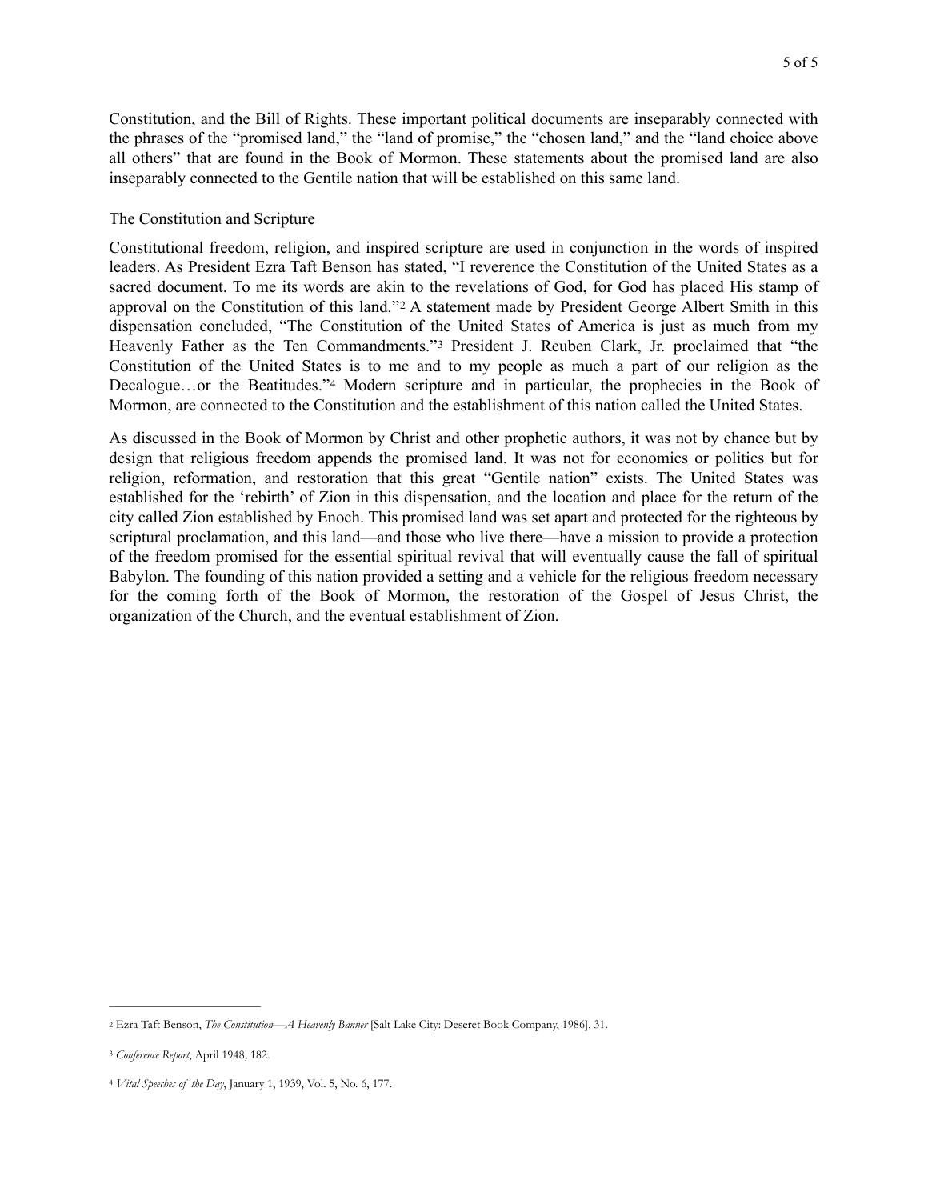Constitution, and the Bill of Rights. These important political documents are inseparably connected with the phrases of the "promised land," the "land of promise," the "chosen land," and the "land choice above all others" that are found in the Book of Mormon. These statements about the promised land are also inseparably connected to the Gentile nation that will be established on this same land.

## The Constitution and Scripture

Constitutional freedom, religion, and inspired scripture are used in conjunction in the words of inspired leaders. As President Ezra Taft Benson has stated, "I reverence the Constitution of the United States as a sacred document. To me its words are akin to the revelations of God, for God has placed His stamp of approval on the Constitution of this land."[2] A statement made by President George Albert Smith in this dispensation concluded, "The Constitution of the United States of America is just as much from my Heavenly Father as the Ten Commandments."[3] President J. Reuben Clark, Jr. proclaimed that "the Constitution of the United States is to me and to my people as much a part of our religion as the Decalogue…or the Beatitudes."[4] Modern scripture and in particular, the prophecies in the Book of Mormon, are connected to the Constitution and the establishment of this nation called the United States.

As discussed in the Book of Mormon by Christ and other prophetic authors, it was not by chance but by design that religious freedom appends the promised land. It was not for economics or politics but for religion, reformation, and restoration that this great "Gentile nation" exists. The United States was established for the 'rebirth' of Zion in this dispensation, and the location and place for the return of the city called Zion established by Enoch. This promised land was set apart and protected for the righteous by scriptural proclamation, and this land—and those who live there—have a mission to provide a protection of the freedom promised for the essential spiritual revival that will eventually cause the fall of spiritual Babylon. The founding of this nation provided a setting and a vehicle for the religious freedom necessary for the coming forth of the Book of Mormon, the restoration of the Gospel of Jesus Christ, the organization of the Church, and the eventual establishment of Zion.

---

[2] Ezra Taft Benson, *The Constitution—A Heavenly Banner* [Salt Lake City: Deseret Book Company, 1986], 31.

[3] *Conference Report*, April 1948, 182.

[4] *Vital Speeches of the Day*, January 1, 1939, Vol. 5, No. 6, 177.